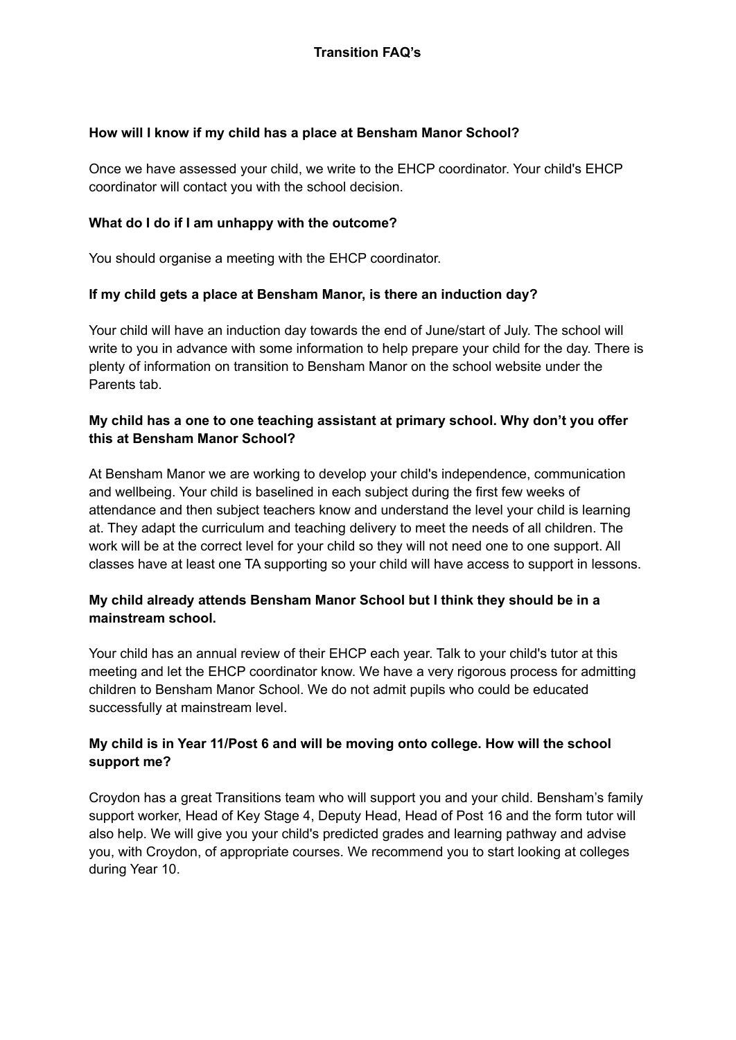# Transition FAQ's

### How will I know if my child has a place at Bensham Manor School?

Once we have assessed your child, we write to the EHCP coordinator. Your child's EHCP coordinator will contact you with the school decision.

### What do I do if I am unhappy with the outcome?

You should organise a meeting with the EHCP coordinator.

### If my child gets a place at Bensham Manor, is there an induction day?

Your child will have an induction day towards the end of June/start of July. The school will write to you in advance with some information to help prepare your child for the day. There is plenty of information on transition to Bensham Manor on the school website under the Parents tab.

### My child has a one to one teaching assistant at primary school. Why don't you offer this at Bensham Manor School?

At Bensham Manor we are working to develop your child's independence, communication and wellbeing. Your child is baselined in each subject during the first few weeks of attendance and then subject teachers know and understand the level your child is learning at. They adapt the curriculum and teaching delivery to meet the needs of all children. The work will be at the correct level for your child so they will not need one to one support. All classes have at least one TA supporting so your child will have access to support in lessons.

### My child already attends Bensham Manor School but I think they should be in a mainstream school.

Your child has an annual review of their EHCP each year. Talk to your child's tutor at this meeting and let the EHCP coordinator know. We have a very rigorous process for admitting children to Bensham Manor School. We do not admit pupils who could be educated successfully at mainstream level.

### My child is in Year 11/Post 6 and will be moving onto college. How will the school support me?

Croydon has a great Transitions team who will support you and your child. Bensham's family support worker, Head of Key Stage 4, Deputy Head, Head of Post 16 and the form tutor will also help. We will give you your child's predicted grades and learning pathway and advise you, with Croydon, of appropriate courses. We recommend you to start looking at colleges during Year 10.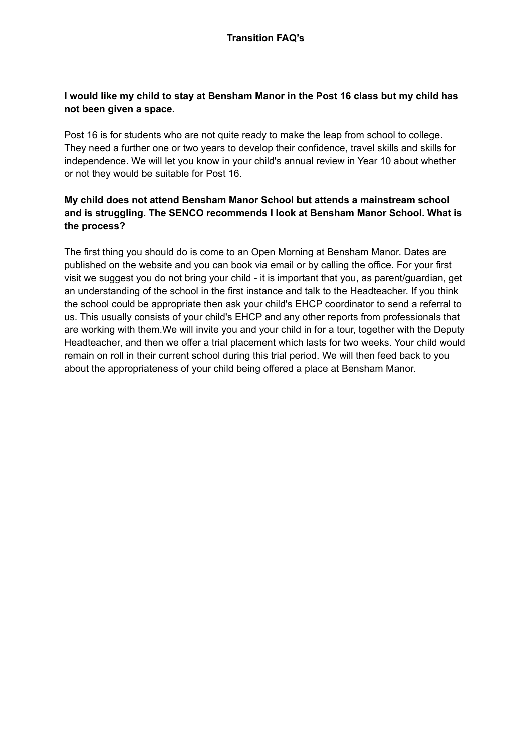## Transition FAQ's

**I would like my child to stay at Bensham Manor in the Post 16 class but my child has not been given a space.**

Post 16 is for students who are not quite ready to make the leap from school to college. They need a further one or two years to develop their confidence, travel skills and skills for independence. We will let you know in your child's annual review in Year 10 about whether or not they would be suitable for Post 16.

**My child does not attend Bensham Manor School but attends a mainstream school and is struggling. The SENCO recommends I look at Bensham Manor School. What is the process?**

The first thing you should do is come to an Open Morning at Bensham Manor. Dates are published on the website and you can book via email or by calling the office. For your first visit we suggest you do not bring your child - it is important that you, as parent/guardian, get an understanding of the school in the first instance and talk to the Headteacher. If you think the school could be appropriate then ask your child's EHCP coordinator to send a referral to us. This usually consists of your child's EHCP and any other reports from professionals that are working with them.We will invite you and your child in for a tour, together with the Deputy Headteacher, and then we offer a trial placement which lasts for two weeks. Your child would remain on roll in their current school during this trial period. We will then feed back to you about the appropriateness of your child being offered a place at Bensham Manor.